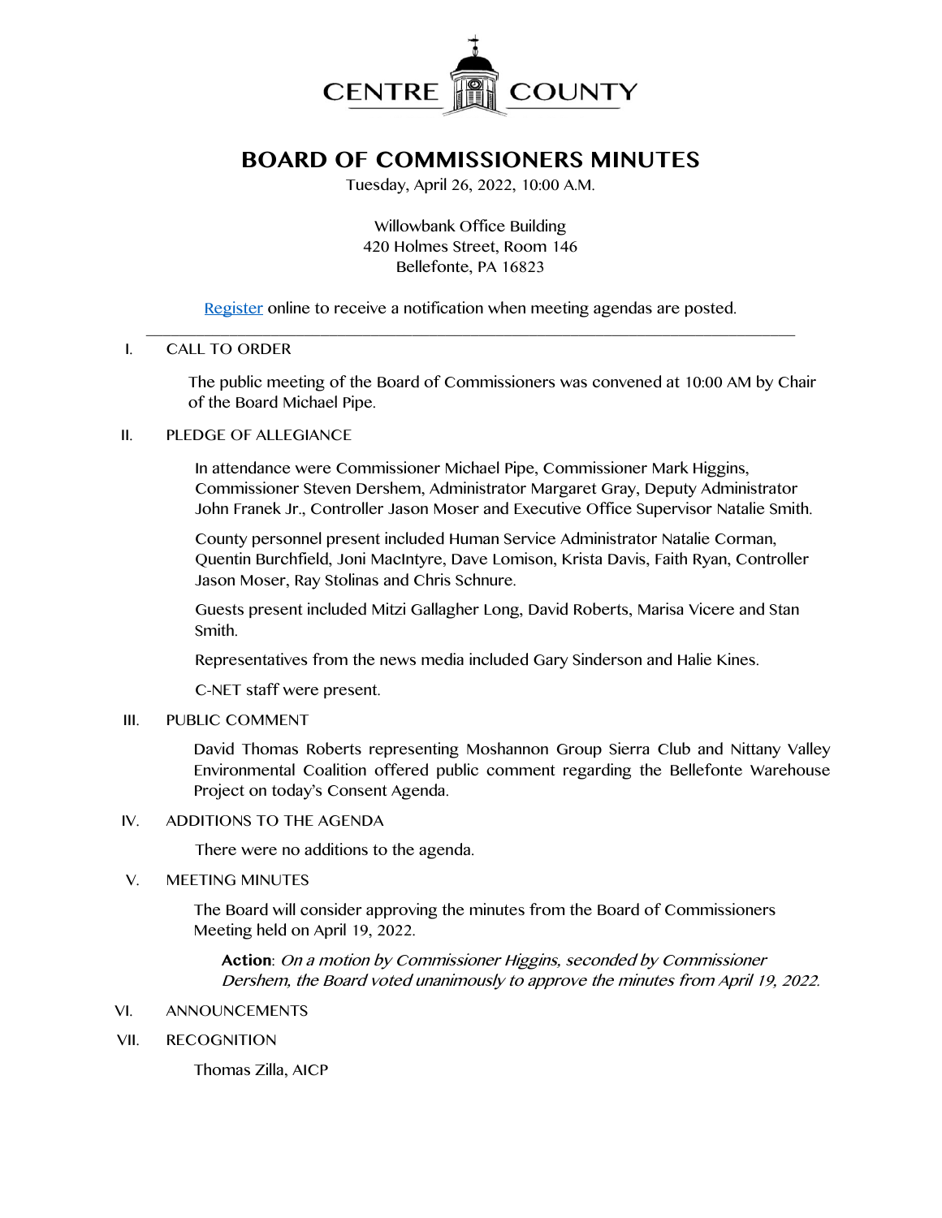CENTRE COUNTY

# BOARD OF COMMISSIONERS MINUTES

Tuesday, April 26, 2022, 10:00 A.M.

Willowbank Office Building
420 Holmes Street, Room 146
Bellefonte, PA 16823

Register online to receive a notification when meeting agendas are posted.

---

I. CALL TO ORDER

The public meeting of the Board of Commissioners was convened at 10:00 AM by Chair of the Board Michael Pipe.

II. PLEDGE OF ALLEGIANCE

In attendance were Commissioner Michael Pipe, Commissioner Mark Higgins, Commissioner Steven Dershem, Administrator Margaret Gray, Deputy Administrator John Franek Jr., Controller Jason Moser and Executive Office Supervisor Natalie Smith.

County personnel present included Human Service Administrator Natalie Corman, Quentin Burchfield, Joni MacIntyre, Dave Lomison, Krista Davis, Faith Ryan, Controller Jason Moser, Ray Stolinas and Chris Schnure.

Guests present included Mitzi Gallagher Long, David Roberts, Marisa Vicere and Stan Smith.

Representatives from the news media included Gary Sinderson and Halie Kines.

C-NET staff were present.

III. PUBLIC COMMENT

David Thomas Roberts representing Moshannon Group Sierra Club and Nittany Valley Environmental Coalition offered public comment regarding the Bellefonte Warehouse Project on today's Consent Agenda.

IV. ADDITIONS TO THE AGENDA

There were no additions to the agenda.

V. MEETING MINUTES

The Board will consider approving the minutes from the Board of Commissioners Meeting held on April 19, 2022.

**Action**: *On a motion by Commissioner Higgins, seconded by Commissioner Dershem, the Board voted unanimously to approve the minutes from April 19, 2022.*

VI. ANNOUNCEMENTS

VII. RECOGNITION

Thomas Zilla, AICP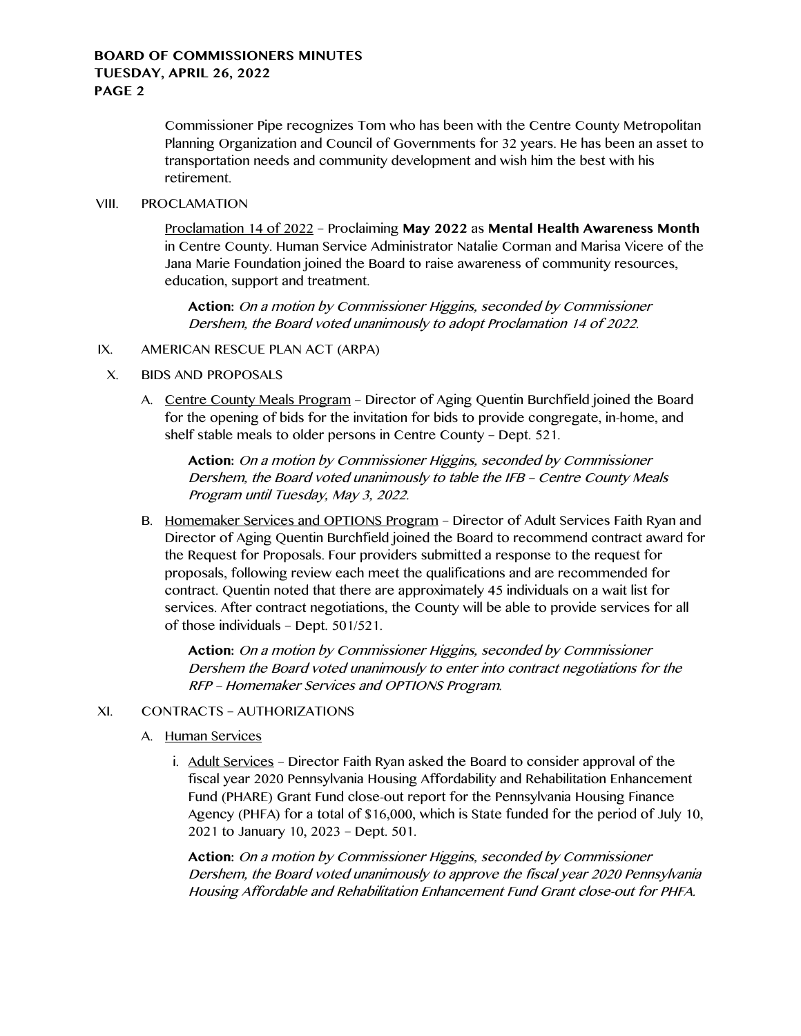Commissioner Pipe recognizes Tom who has been with the Centre County Metropolitan Planning Organization and Council of Governments for 32 years. He has been an asset to transportation needs and community development and wish him the best with his retirement.

VIII. PROCLAMATION

<u>Proclamation 14 of 2022</u> – Proclaiming **May 2022** as **Mental Health Awareness Month** in Centre County. Human Service Administrator Natalie Corman and Marisa Vicere of the Jana Marie Foundation joined the Board to raise awareness of community resources, education, support and treatment.

> **Action:** *On a motion by Commissioner Higgins, seconded by Commissioner Dershem, the Board voted unanimously to adopt Proclamation 14 of 2022.*

IX. AMERICAN RESCUE PLAN ACT (ARPA)

X. BIDS AND PROPOSALS

A. <u>Centre County Meals Program</u> – Director of Aging Quentin Burchfield joined the Board for the opening of bids for the invitation for bids to provide congregate, in-home, and shelf stable meals to older persons in Centre County – Dept. 521.

> **Action:** *On a motion by Commissioner Higgins, seconded by Commissioner Dershem, the Board voted unanimously to table the IFB – Centre County Meals Program until Tuesday, May 3, 2022.*

B. <u>Homemaker Services and OPTIONS Program</u> – Director of Adult Services Faith Ryan and Director of Aging Quentin Burchfield joined the Board to recommend contract award for the Request for Proposals. Four providers submitted a response to the request for proposals, following review each meet the qualifications and are recommended for contract. Quentin noted that there are approximately 45 individuals on a wait list for services. After contract negotiations, the County will be able to provide services for all of those individuals – Dept. 501/521.

> **Action:** *On a motion by Commissioner Higgins, seconded by Commissioner Dershem the Board voted unanimously to enter into contract negotiations for the RFP – Homemaker Services and OPTIONS Program.*

XI. CONTRACTS – AUTHORIZATIONS

A. <u>Human Services</u>

i. <u>Adult Services</u> – Director Faith Ryan asked the Board to consider approval of the fiscal year 2020 Pennsylvania Housing Affordability and Rehabilitation Enhancement Fund (PHARE) Grant Fund close-out report for the Pennsylvania Housing Finance Agency (PHFA) for a total of $16,000, which is State funded for the period of July 10, 2021 to January 10, 2023 – Dept. 501.

> **Action:** *On a motion by Commissioner Higgins, seconded by Commissioner Dershem, the Board voted unanimously to approve the fiscal year 2020 Pennsylvania Housing Affordable and Rehabilitation Enhancement Fund Grant close-out for PHFA.*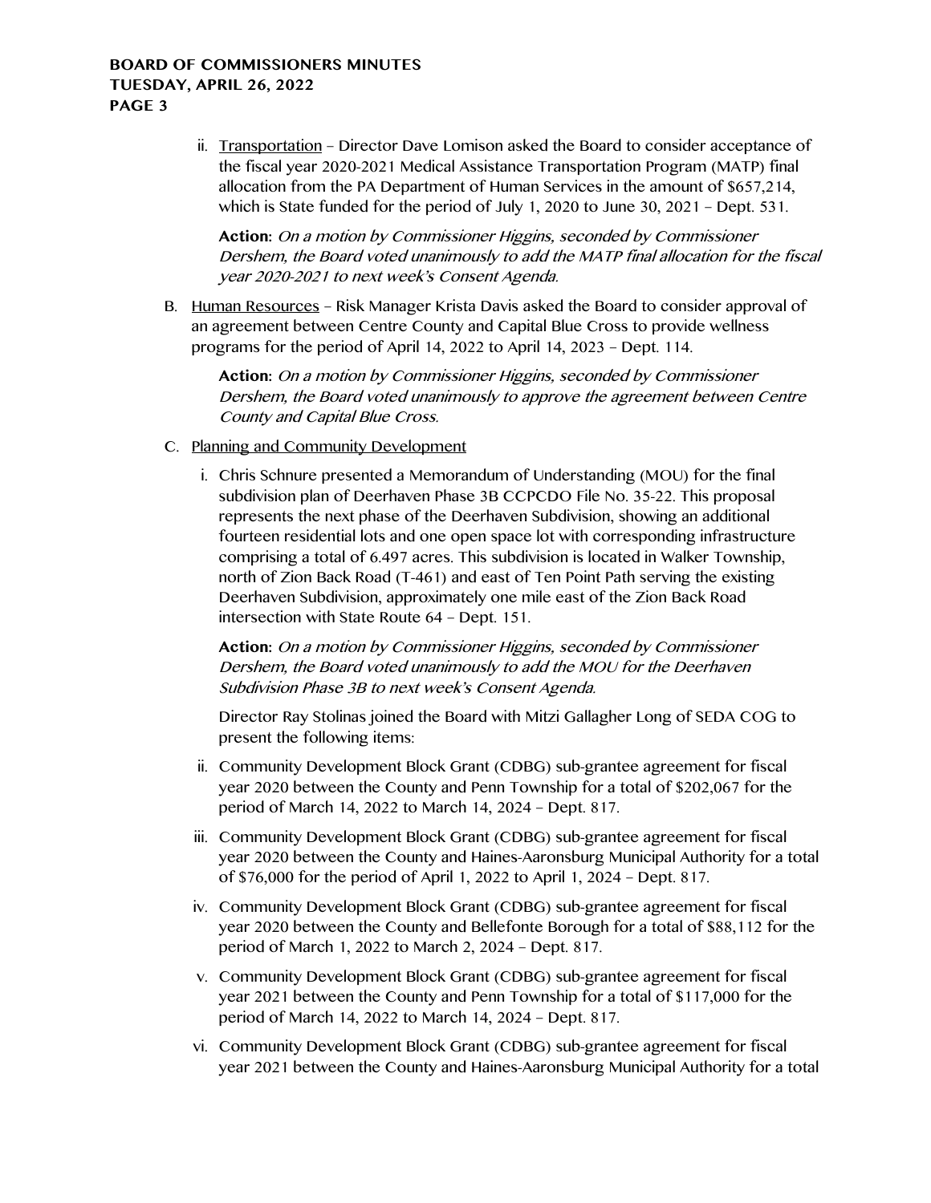ii. <u>Transportation</u> – Director Dave Lomison asked the Board to consider acceptance of the fiscal year 2020-2021 Medical Assistance Transportation Program (MATP) final allocation from the PA Department of Human Services in the amount of $657,214, which is State funded for the period of July 1, 2020 to June 30, 2021 – Dept. 531.

**Action:** *On a motion by Commissioner Higgins, seconded by Commissioner Dershem, the Board voted unanimously to add the MATP final allocation for the fiscal year 2020-2021 to next week's Consent Agenda.*

B. <u>Human Resources</u> – Risk Manager Krista Davis asked the Board to consider approval of an agreement between Centre County and Capital Blue Cross to provide wellness programs for the period of April 14, 2022 to April 14, 2023 – Dept. 114.

**Action:** *On a motion by Commissioner Higgins, seconded by Commissioner Dershem, the Board voted unanimously to approve the agreement between Centre County and Capital Blue Cross.*

C. <u>Planning and Community Development</u>

i. Chris Schnure presented a Memorandum of Understanding (MOU) for the final subdivision plan of Deerhaven Phase 3B CCPCDO File No. 35-22. This proposal represents the next phase of the Deerhaven Subdivision, showing an additional fourteen residential lots and one open space lot with corresponding infrastructure comprising a total of 6.497 acres. This subdivision is located in Walker Township, north of Zion Back Road (T-461) and east of Ten Point Path serving the existing Deerhaven Subdivision, approximately one mile east of the Zion Back Road intersection with State Route 64 – Dept. 151.

**Action:** *On a motion by Commissioner Higgins, seconded by Commissioner Dershem, the Board voted unanimously to add the MOU for the Deerhaven Subdivision Phase 3B to next week's Consent Agenda.*

Director Ray Stolinas joined the Board with Mitzi Gallagher Long of SEDA COG to present the following items:

ii. Community Development Block Grant (CDBG) sub-grantee agreement for fiscal year 2020 between the County and Penn Township for a total of $202,067 for the period of March 14, 2022 to March 14, 2024 – Dept. 817.

iii. Community Development Block Grant (CDBG) sub-grantee agreement for fiscal year 2020 between the County and Haines-Aaronsburg Municipal Authority for a total of $76,000 for the period of April 1, 2022 to April 1, 2024 – Dept. 817.

iv. Community Development Block Grant (CDBG) sub-grantee agreement for fiscal year 2020 between the County and Bellefonte Borough for a total of $88,112 for the period of March 1, 2022 to March 2, 2024 – Dept. 817.

v. Community Development Block Grant (CDBG) sub-grantee agreement for fiscal year 2021 between the County and Penn Township for a total of $117,000 for the period of March 14, 2022 to March 14, 2024 – Dept. 817.

vi. Community Development Block Grant (CDBG) sub-grantee agreement for fiscal year 2021 between the County and Haines-Aaronsburg Municipal Authority for a total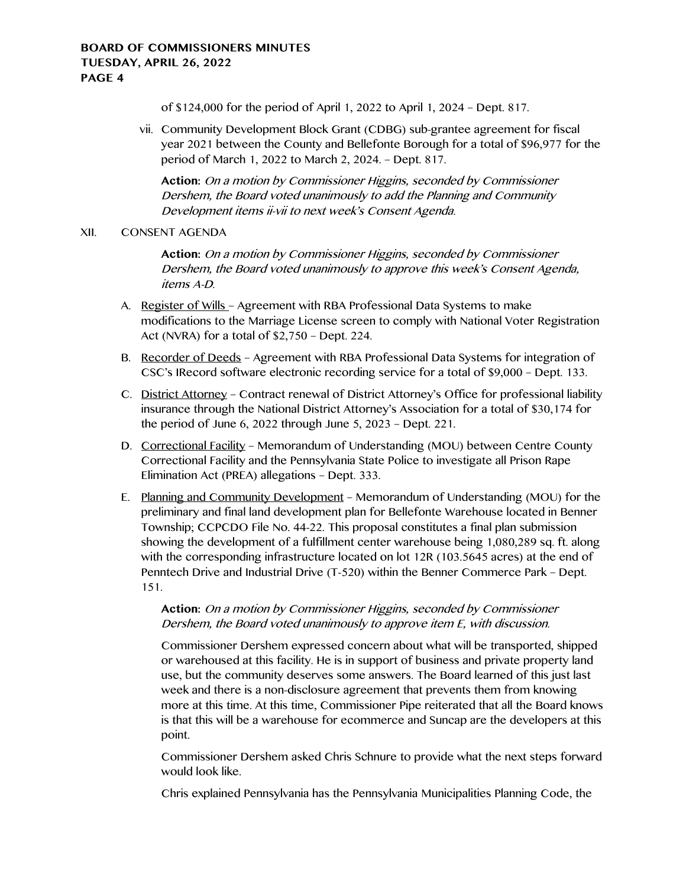of $124,000 for the period of April 1, 2022 to April 1, 2024 – Dept. 817.

vii. Community Development Block Grant (CDBG) sub-grantee agreement for fiscal year 2021 between the County and Bellefonte Borough for a total of $96,977 for the period of March 1, 2022 to March 2, 2024. – Dept. 817.

**Action:** *On a motion by Commissioner Higgins, seconded by Commissioner Dershem, the Board voted unanimously to add the Planning and Community Development items ii-vii to next week's Consent Agenda.*

XII. CONSENT AGENDA

**Action:** *On a motion by Commissioner Higgins, seconded by Commissioner Dershem, the Board voted unanimously to approve this week's Consent Agenda, items A-D.*

A. Register of Wills – Agreement with RBA Professional Data Systems to make modifications to the Marriage License screen to comply with National Voter Registration Act (NVRA) for a total of $2,750 – Dept. 224.

B. Recorder of Deeds – Agreement with RBA Professional Data Systems for integration of CSC's IRecord software electronic recording service for a total of $9,000 – Dept. 133.

C. District Attorney – Contract renewal of District Attorney's Office for professional liability insurance through the National District Attorney's Association for a total of $30,174 for the period of June 6, 2022 through June 5, 2023 – Dept. 221.

D. Correctional Facility – Memorandum of Understanding (MOU) between Centre County Correctional Facility and the Pennsylvania State Police to investigate all Prison Rape Elimination Act (PREA) allegations – Dept. 333.

E. Planning and Community Development – Memorandum of Understanding (MOU) for the preliminary and final land development plan for Bellefonte Warehouse located in Benner Township; CCPCDO File No. 44-22. This proposal constitutes a final plan submission showing the development of a fulfillment center warehouse being 1,080,289 sq. ft. along with the corresponding infrastructure located on lot 12R (103.5645 acres) at the end of Penntech Drive and Industrial Drive (T-520) within the Benner Commerce Park – Dept. 151.

**Action:** *On a motion by Commissioner Higgins, seconded by Commissioner Dershem, the Board voted unanimously to approve item E, with discussion.*

Commissioner Dershem expressed concern about what will be transported, shipped or warehoused at this facility. He is in support of business and private property land use, but the community deserves some answers. The Board learned of this just last week and there is a non-disclosure agreement that prevents them from knowing more at this time. At this time, Commissioner Pipe reiterated that all the Board knows is that this will be a warehouse for ecommerce and Suncap are the developers at this point.

Commissioner Dershem asked Chris Schnure to provide what the next steps forward would look like.

Chris explained Pennsylvania has the Pennsylvania Municipalities Planning Code, the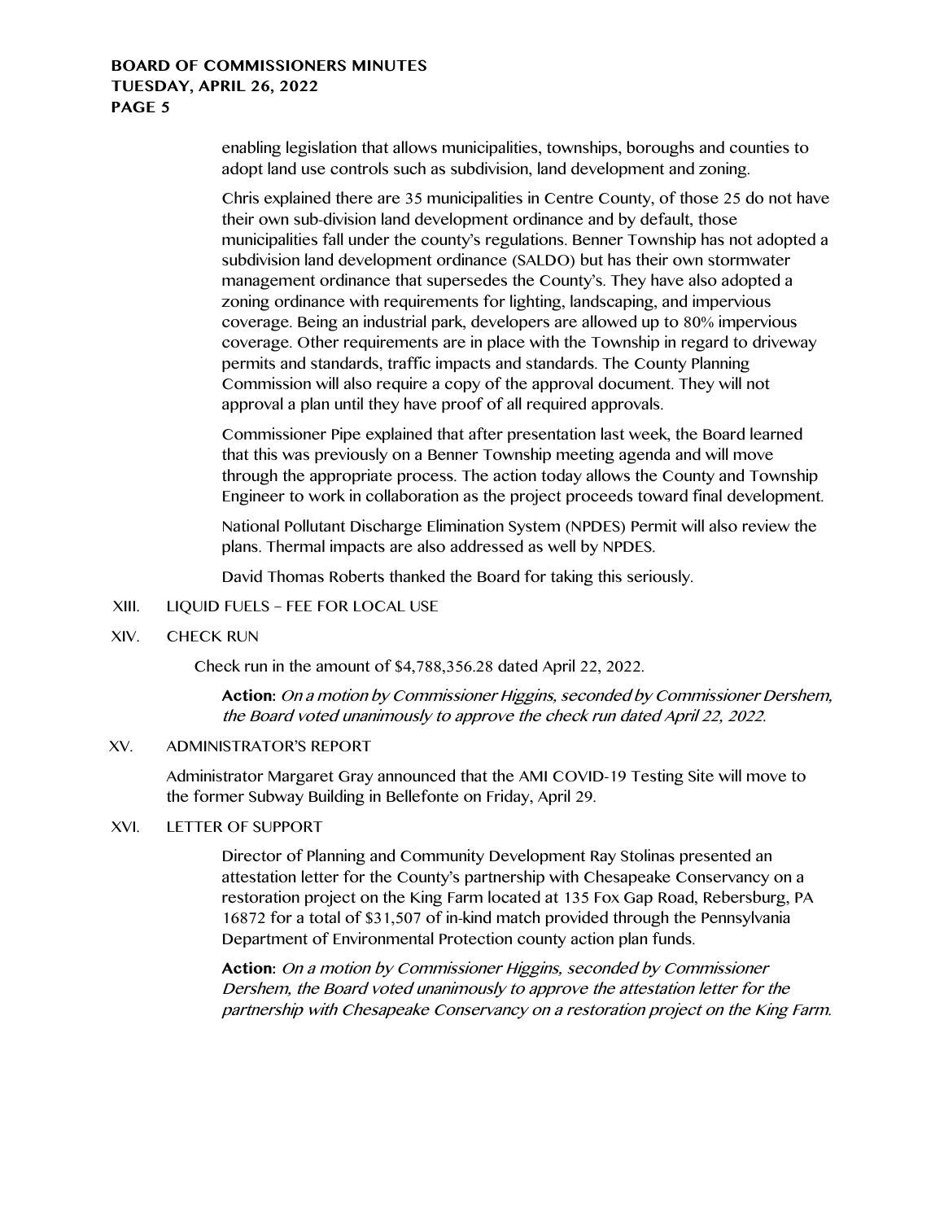enabling legislation that allows municipalities, townships, boroughs and counties to adopt land use controls such as subdivision, land development and zoning.

Chris explained there are 35 municipalities in Centre County, of those 25 do not have their own sub-division land development ordinance and by default, those municipalities fall under the county's regulations. Benner Township has not adopted a subdivision land development ordinance (SALDO) but has their own stormwater management ordinance that supersedes the County's. They have also adopted a zoning ordinance with requirements for lighting, landscaping, and impervious coverage. Being an industrial park, developers are allowed up to 80% impervious coverage. Other requirements are in place with the Township in regard to driveway permits and standards, traffic impacts and standards. The County Planning Commission will also require a copy of the approval document. They will not approval a plan until they have proof of all required approvals.

Commissioner Pipe explained that after presentation last week, the Board learned that this was previously on a Benner Township meeting agenda and will move through the appropriate process. The action today allows the County and Township Engineer to work in collaboration as the project proceeds toward final development.

National Pollutant Discharge Elimination System (NPDES) Permit will also review the plans. Thermal impacts are also addressed as well by NPDES.

David Thomas Roberts thanked the Board for taking this seriously.

XIII. LIQUID FUELS – FEE FOR LOCAL USE

XIV. CHECK RUN

Check run in the amount of $4,788,356.28 dated April 22, 2022.

**Action:** *On a motion by Commissioner Higgins, seconded by Commissioner Dershem, the Board voted unanimously to approve the check run dated April 22, 2022.*

XV. ADMINISTRATOR'S REPORT

Administrator Margaret Gray announced that the AMI COVID-19 Testing Site will move to the former Subway Building in Bellefonte on Friday, April 29.

XVI. LETTER OF SUPPORT

Director of Planning and Community Development Ray Stolinas presented an attestation letter for the County's partnership with Chesapeake Conservancy on a restoration project on the King Farm located at 135 Fox Gap Road, Rebersburg, PA 16872 for a total of $31,507 of in-kind match provided through the Pennsylvania Department of Environmental Protection county action plan funds.

**Action:** *On a motion by Commissioner Higgins, seconded by Commissioner Dershem, the Board voted unanimously to approve the attestation letter for the partnership with Chesapeake Conservancy on a restoration project on the King Farm.*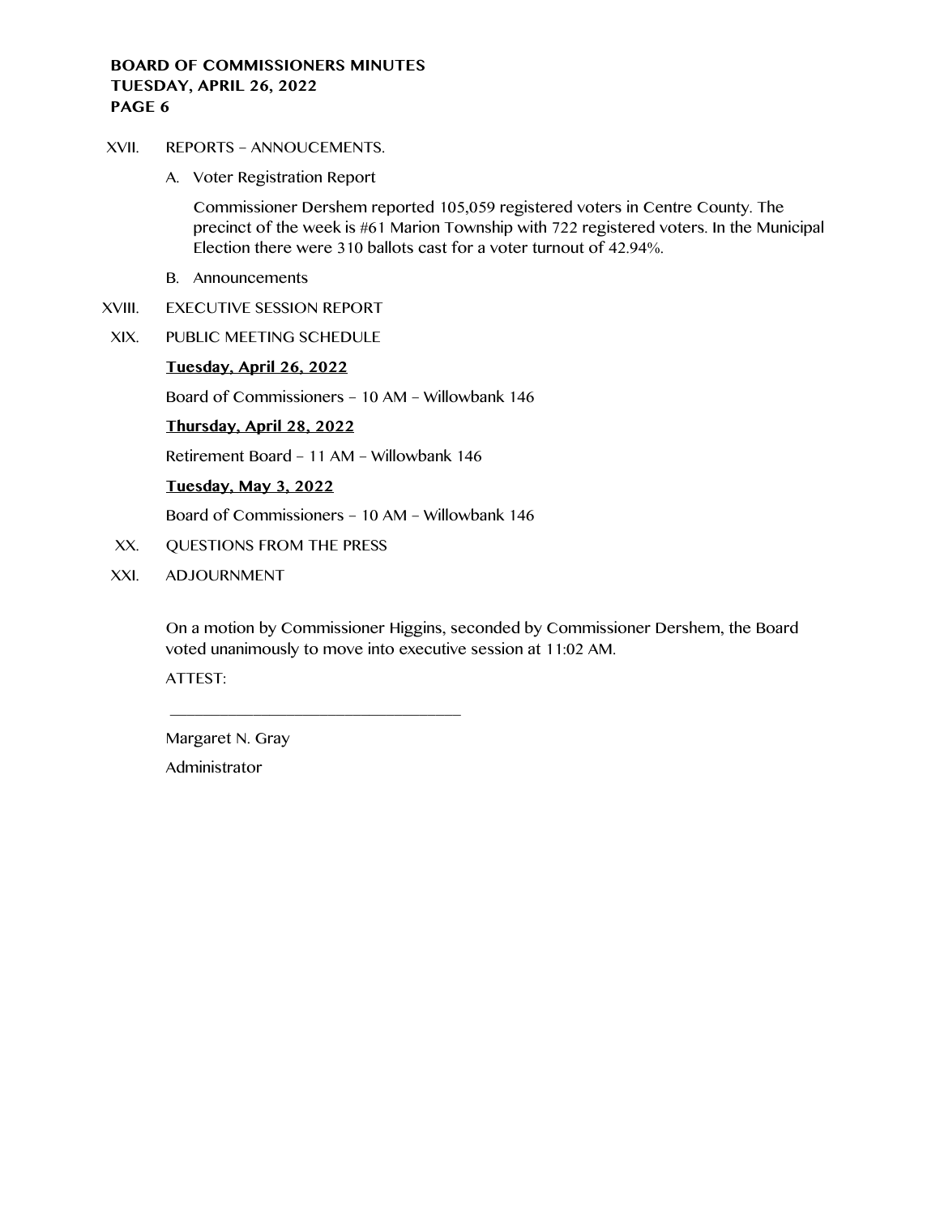XVII. REPORTS – ANNOUCEMENTS.

A. Voter Registration Report

Commissioner Dershem reported 105,059 registered voters in Centre County. The precinct of the week is #61 Marion Township with 722 registered voters. In the Municipal Election there were 310 ballots cast for a voter turnout of 42.94%.

B. Announcements

XVIII. EXECUTIVE SESSION REPORT

XIX. PUBLIC MEETING SCHEDULE

**Tuesday, April 26, 2022**

Board of Commissioners – 10 AM – Willowbank 146

**Thursday, April 28, 2022**

Retirement Board – 11 AM – Willowbank 146

**Tuesday, May 3, 2022**

Board of Commissioners – 10 AM – Willowbank 146

XX. QUESTIONS FROM THE PRESS

XXI. ADJOURNMENT

On a motion by Commissioner Higgins, seconded by Commissioner Dershem, the Board voted unanimously to move into executive session at 11:02 AM.

ATTEST:

\_\_\_\_\_\_\_\_\_\_\_\_\_\_\_\_\_\_\_\_\_\_\_\_\_\_\_\_\_\_\_\_\_\_\_\_

Margaret N. Gray

Administrator